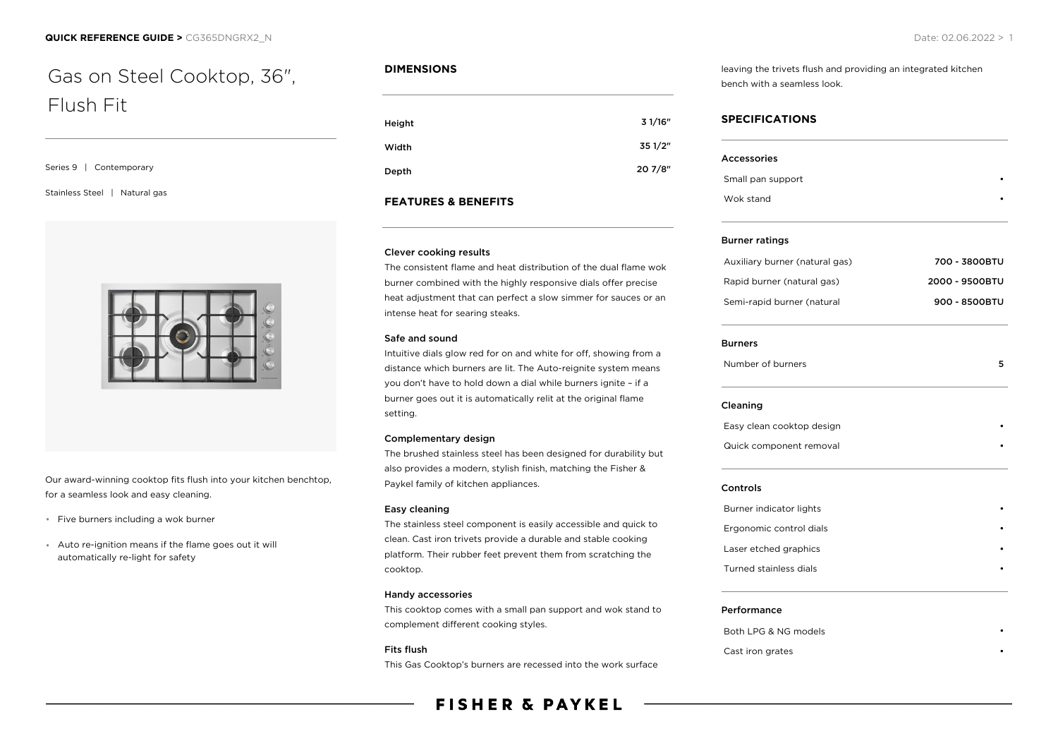# Gas on Steel Cooktop, 36″, Flush Fit

Series 9 | Contemporary

Stainless Steel | Natural gas

Our award-winning cooktop fits flush into your kitchen benchtop, for a seamless look and easy cleaning.

- Five burners including a wok burner
- Auto re-ignition means if the flame goes out it will automatically re-light for safety

## DIMENSIONS

| | |
|---|---|
| Height | 3 1/16″ |
| Width | 35 1/2″ |
| Depth | 20 7/8″ |

## FEATURES & BENEFITS

**Clever cooking results**

The consistent flame and heat distribution of the dual flame wok burner combined with the highly responsive dials offer precise heat adjustment that can perfect a slow simmer for sauces or an intense heat for searing steaks.

**Safe and sound**

Intuitive dials glow red for on and white for off, showing from a distance which burners are lit. The Auto-reignite system means you don't have to hold down a dial while burners ignite – if a burner goes out it is automatically relit at the original flame setting.

**Complementary design**

The brushed stainless steel has been designed for durability but also provides a modern, stylish finish, matching the Fisher & Paykel family of kitchen appliances.

**Easy cleaning**

The stainless steel component is easily accessible and quick to clean. Cast iron trivets provide a durable and stable cooking platform. Their rubber feet prevent them from scratching the cooktop.

**Handy accessories**

This cooktop comes with a small pan support and wok stand to complement different cooking styles.

**Fits flush**

This Gas Cooktop's burners are recessed into the work surface leaving the trivets flush and providing an integrated kitchen bench with a seamless look.

## SPECIFICATIONS

**Accessories**

| | |
|---|---|
| Small pan support | • |
| Wok stand | • |

**Burner ratings**

| | |
|---|---|
| Auxiliary burner (natural gas) | 700 - 3800BTU |
| Rapid burner (natural gas) | 2000 - 9500BTU |
| Semi-rapid burner (natural | 900 - 8500BTU |

**Burners**

| | |
|---|---|
| Number of burners | 5 |

**Cleaning**

| | |
|---|---|
| Easy clean cooktop design | • |
| Quick component removal | • |

**Controls**

| | |
|---|---|
| Burner indicator lights | • |
| Ergonomic control dials | • |
| Laser etched graphics | • |
| Turned stainless dials | • |

**Performance**

| | |
|---|---|
| Both LPG & NG models | • |
| Cast iron grates | • |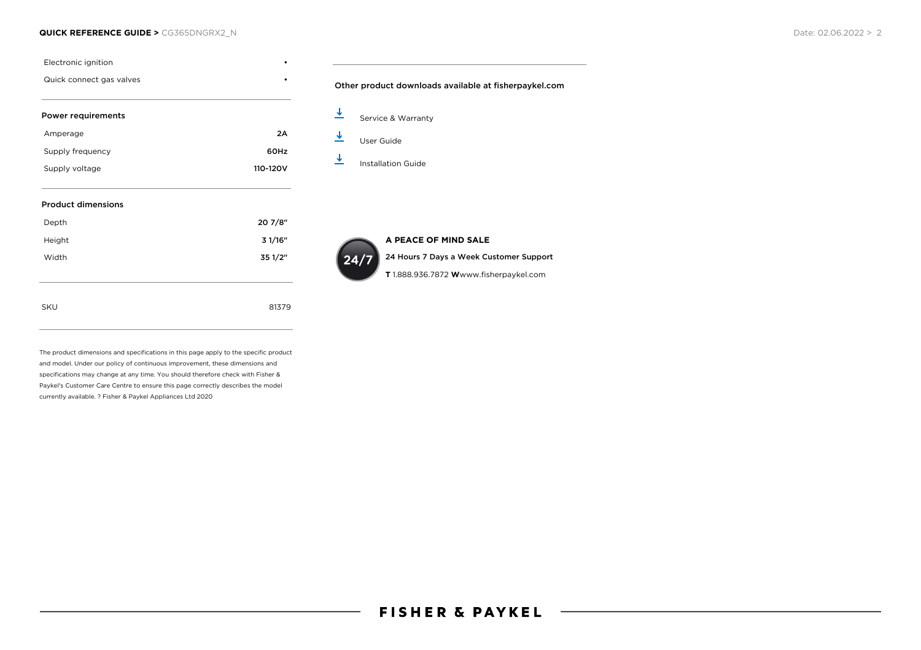| | |
|---|---|
| Electronic ignition | • |
| Quick connect gas valves | • |

### Power requirements

| | |
|---|---|
| Amperage | **2A** |
| Supply frequency | **60Hz** |
| Supply voltage | **110-120V** |

### Product dimensions

| | |
|---|---|
| Depth | **20 7/8"** |
| Height | **3 1/16"** |
| Width | **35 1/2"** |

| | |
|---|---|
| SKU | 81379 |

The product dimensions and specifications in this page apply to the specific product and model. Under our policy of continuous improvement, these dimensions and specifications may change at any time. You should therefore check with Fisher & Paykel's Customer Care Centre to ensure this page correctly describes the model currently available. ? Fisher & Paykel Appliances Ltd 2020

### Other product downloads available at fisherpaykel.com

- Service & Warranty
- User Guide
- Installation Guide

24/7

**A PEACE OF MIND SALE**

**24 Hours 7 Days a Week Customer Support**

**T** 1.888.936.7872 **W**www.fisherpaykel.com

FISHER & PAYKEL